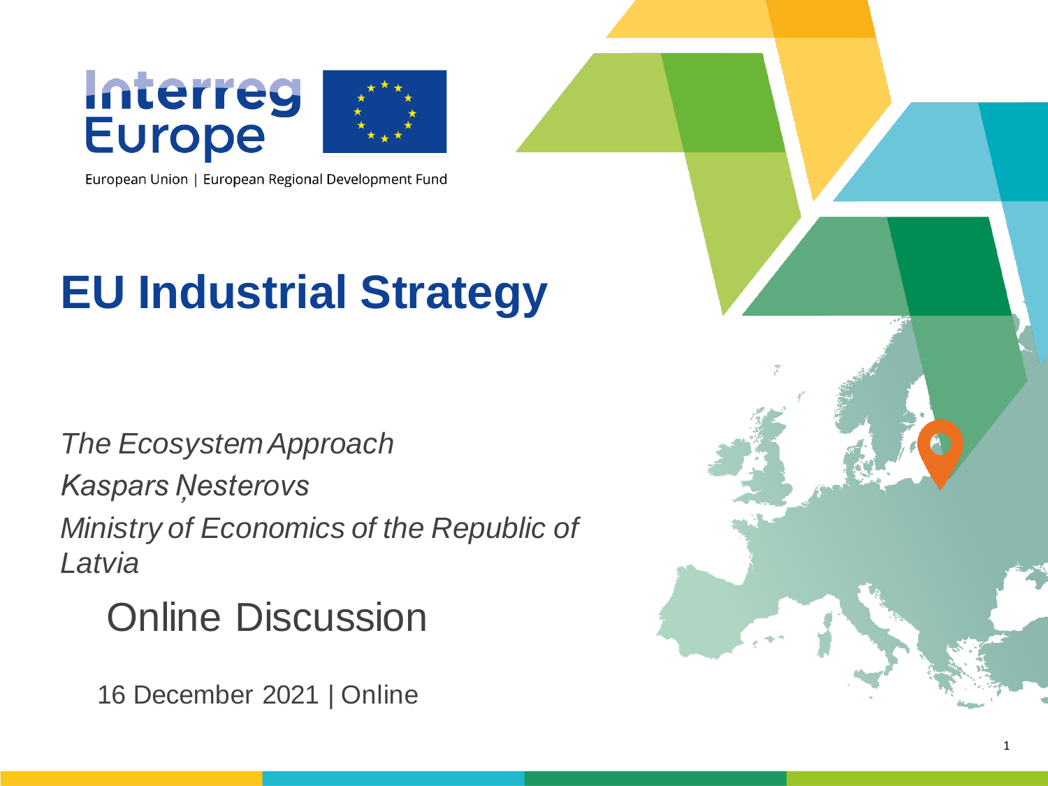Interreg Europe

European Union | European Regional Development Fund

# EU Industrial Strategy

*The Ecosystem Approach*

*Kaspars Ņesterovs*

*Ministry of Economics of the Republic of Latvia*

Online Discussion

16 December 2021 | Online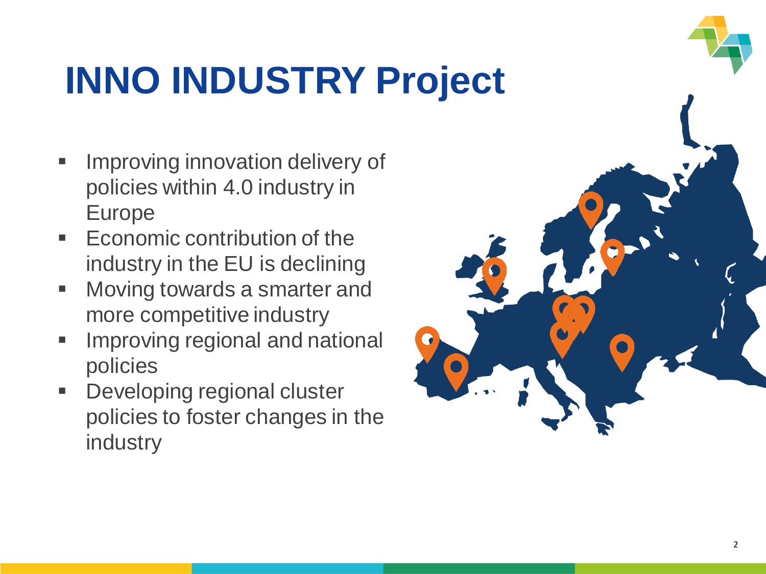# INNO INDUSTRY Project

- Improving innovation delivery of policies within 4.0 industry in Europe
- Economic contribution of the industry in the EU is declining
- Moving towards a smarter and more competitive industry
- Improving regional and national policies
- Developing regional cluster policies to foster changes in the industry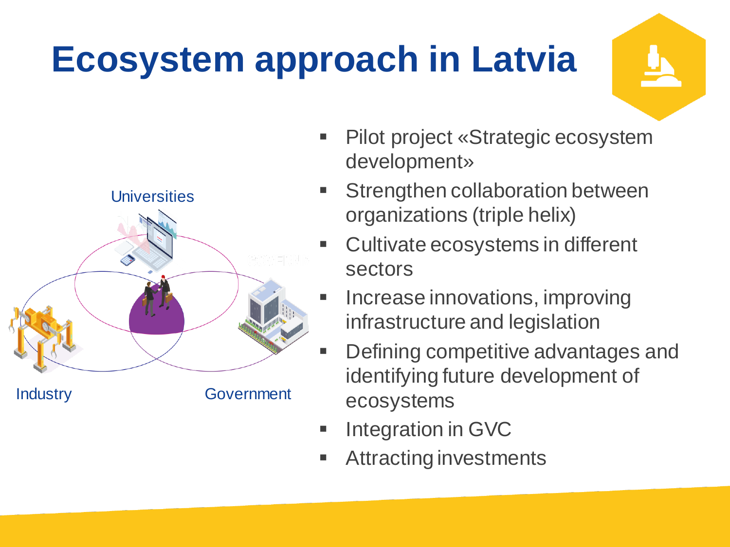# Ecosystem approach in Latvia

Universities

Industry

Government

- Pilot project «Strategic ecosystem development»
- Strengthen collaboration between organizations (triple helix)
- Cultivate ecosystems in different sectors
- Increase innovations, improving infrastructure and legislation
- Defining competitive advantages and identifying future development of ecosystems
- Integration in GVC
- Attracting investments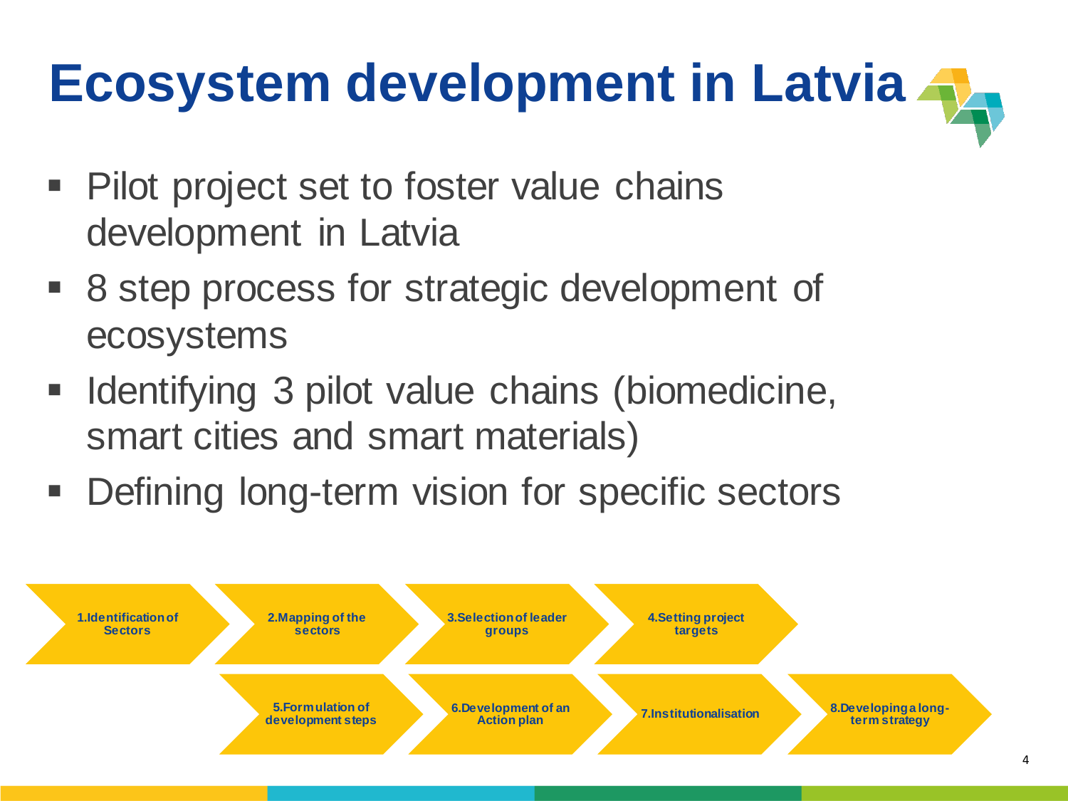# Ecosystem development in Latvia

- Pilot project set to foster value chains development in Latvia
- 8 step process for strategic development of ecosystems
- Identifying 3 pilot value chains (biomedicine, smart cities and smart materials)
- Defining long-term vision for specific sectors

1. Identification of Sectors
2. Mapping of the sectors
3. Selection of leader groups
4. Setting project targets
5. Formulation of development steps
6. Development of an Action plan
7. Institutionalisation
8. Developing a long-term strategy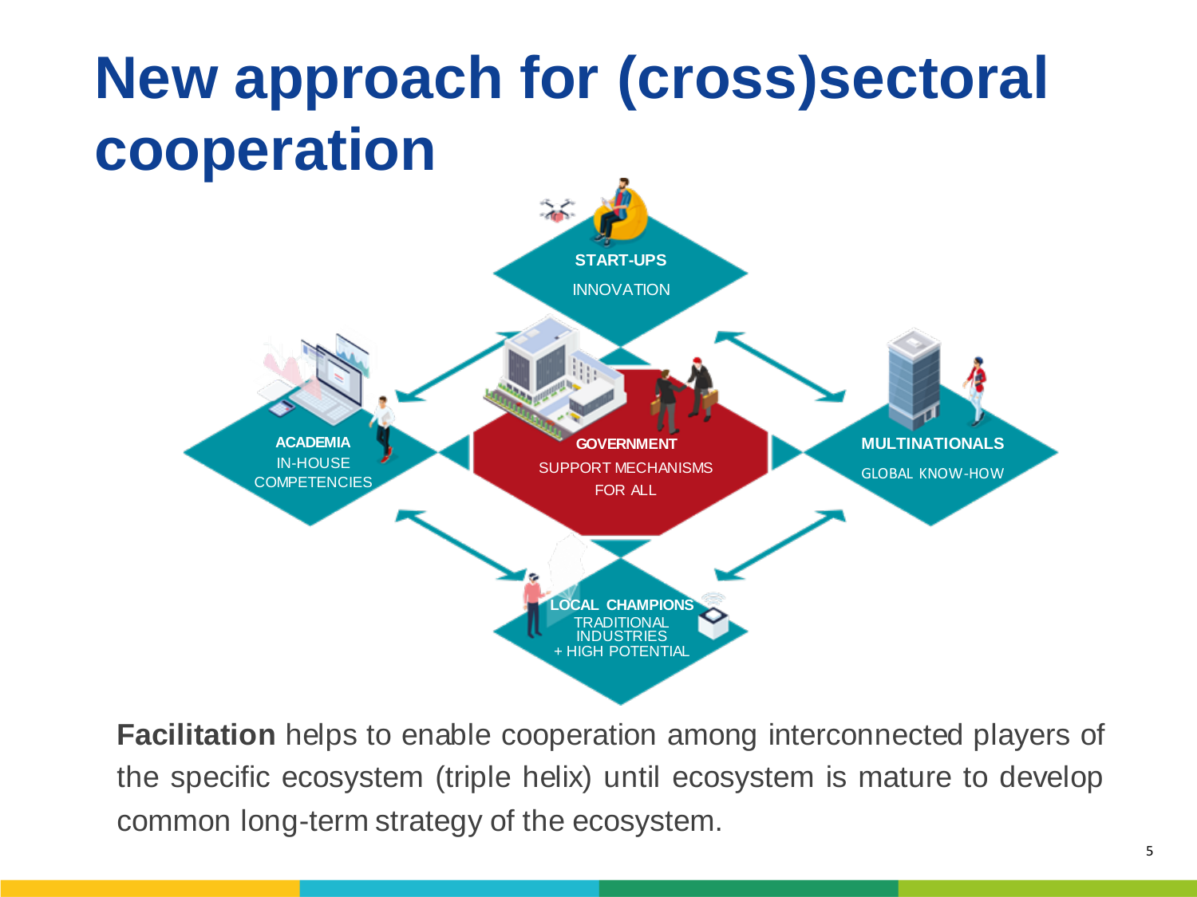# New approach for (cross)sectoral cooperation

**START-UPS**
INNOVATION

**ACADEMIA**
IN-HOUSE COMPETENCIES

**GOVERNMENT**
SUPPORT MECHANISMS FOR ALL

**MULTINATIONALS**
GLOBAL KNOW-HOW

**LOCAL CHAMPIONS**
TRADITIONAL INDUSTRIES
+ HIGH POTENTIAL

**Facilitation** helps to enable cooperation among interconnected players of the specific ecosystem (triple helix) until ecosystem is mature to develop common long-term strategy of the ecosystem.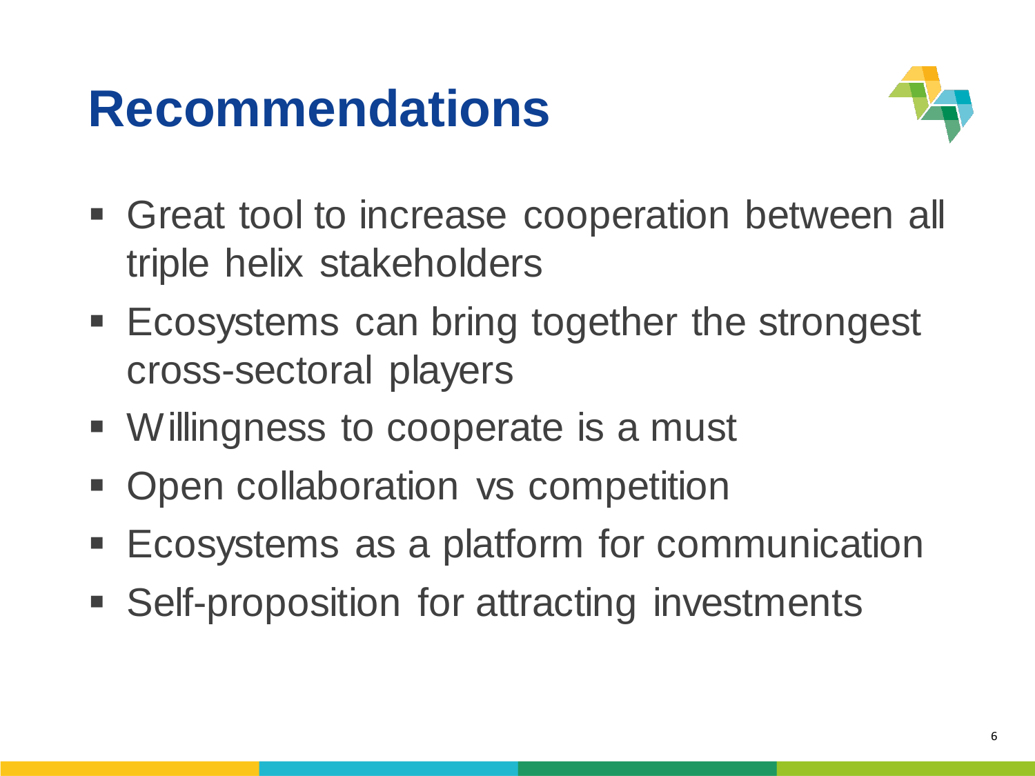# Recommendations

- Great tool to increase cooperation between all triple helix stakeholders
- Ecosystems can bring together the strongest cross-sectoral players
- Willingness to cooperate is a must
- Open collaboration vs competition
- Ecosystems as a platform for communication
- Self-proposition for attracting investments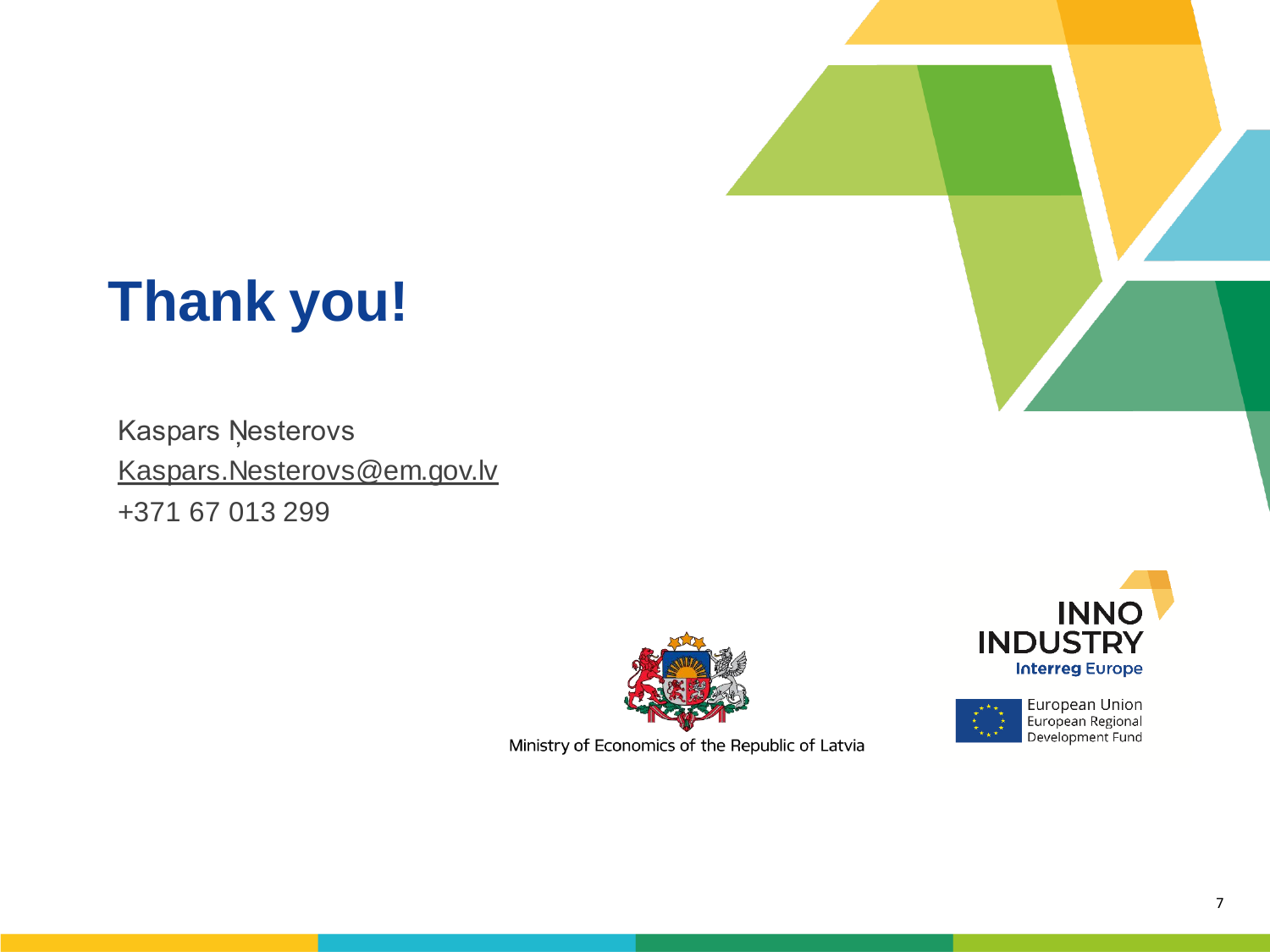# Thank you!

Kaspars Ņesterovs
Kaspars.Nesterovs@em.gov.lv
+371 67 013 299

Ministry of Economics of the Republic of Latvia

INNO INDUSTRY
Interreg Europe

European Union
European Regional Development Fund